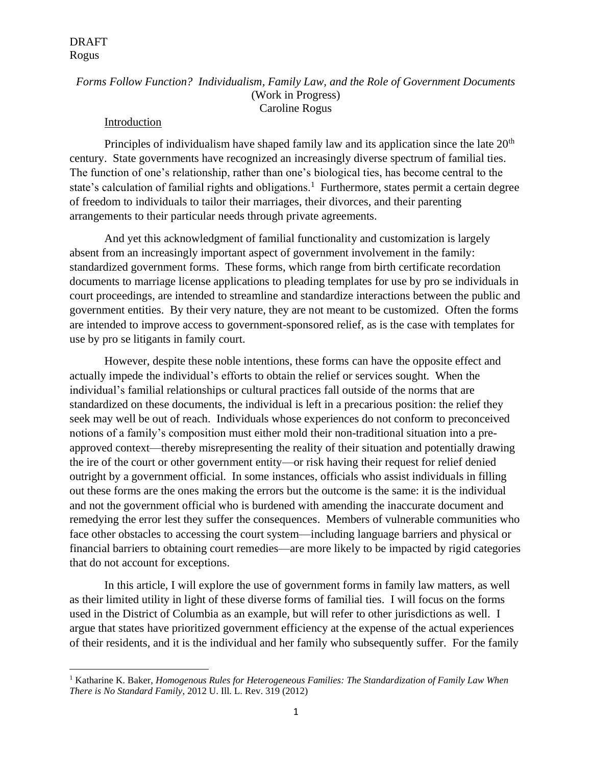DRAFT
Rogus

*Forms Follow Function? Individualism, Family Law, and the Role of Government Documents*
(Work in Progress)
Caroline Rogus

Introduction

Principles of individualism have shaped family law and its application since the late 20th century. State governments have recognized an increasingly diverse spectrum of familial ties. The function of one's relationship, rather than one's biological ties, has become central to the state's calculation of familial rights and obligations.[1] Furthermore, states permit a certain degree of freedom to individuals to tailor their marriages, their divorces, and their parenting arrangements to their particular needs through private agreements.

And yet this acknowledgment of familial functionality and customization is largely absent from an increasingly important aspect of government involvement in the family: standardized government forms. These forms, which range from birth certificate recordation documents to marriage license applications to pleading templates for use by pro se individuals in court proceedings, are intended to streamline and standardize interactions between the public and government entities. By their very nature, they are not meant to be customized. Often the forms are intended to improve access to government-sponsored relief, as is the case with templates for use by pro se litigants in family court.

However, despite these noble intentions, these forms can have the opposite effect and actually impede the individual's efforts to obtain the relief or services sought. When the individual's familial relationships or cultural practices fall outside of the norms that are standardized on these documents, the individual is left in a precarious position: the relief they seek may well be out of reach. Individuals whose experiences do not conform to preconceived notions of a family's composition must either mold their non-traditional situation into a pre-approved context—thereby misrepresenting the reality of their situation and potentially drawing the ire of the court or other government entity—or risk having their request for relief denied outright by a government official. In some instances, officials who assist individuals in filling out these forms are the ones making the errors but the outcome is the same: it is the individual and not the government official who is burdened with amending the inaccurate document and remedying the error lest they suffer the consequences. Members of vulnerable communities who face other obstacles to accessing the court system—including language barriers and physical or financial barriers to obtaining court remedies—are more likely to be impacted by rigid categories that do not account for exceptions.

In this article, I will explore the use of government forms in family law matters, as well as their limited utility in light of these diverse forms of familial ties. I will focus on the forms used in the District of Columbia as an example, but will refer to other jurisdictions as well. I argue that states have prioritized government efficiency at the expense of the actual experiences of their residents, and it is the individual and her family who subsequently suffer. For the family

---

[1] Katharine K. Baker, *Homogenous Rules for Heterogeneous Families: The Standardization of Family Law When There is No Standard Family*, 2012 U. Ill. L. Rev. 319 (2012)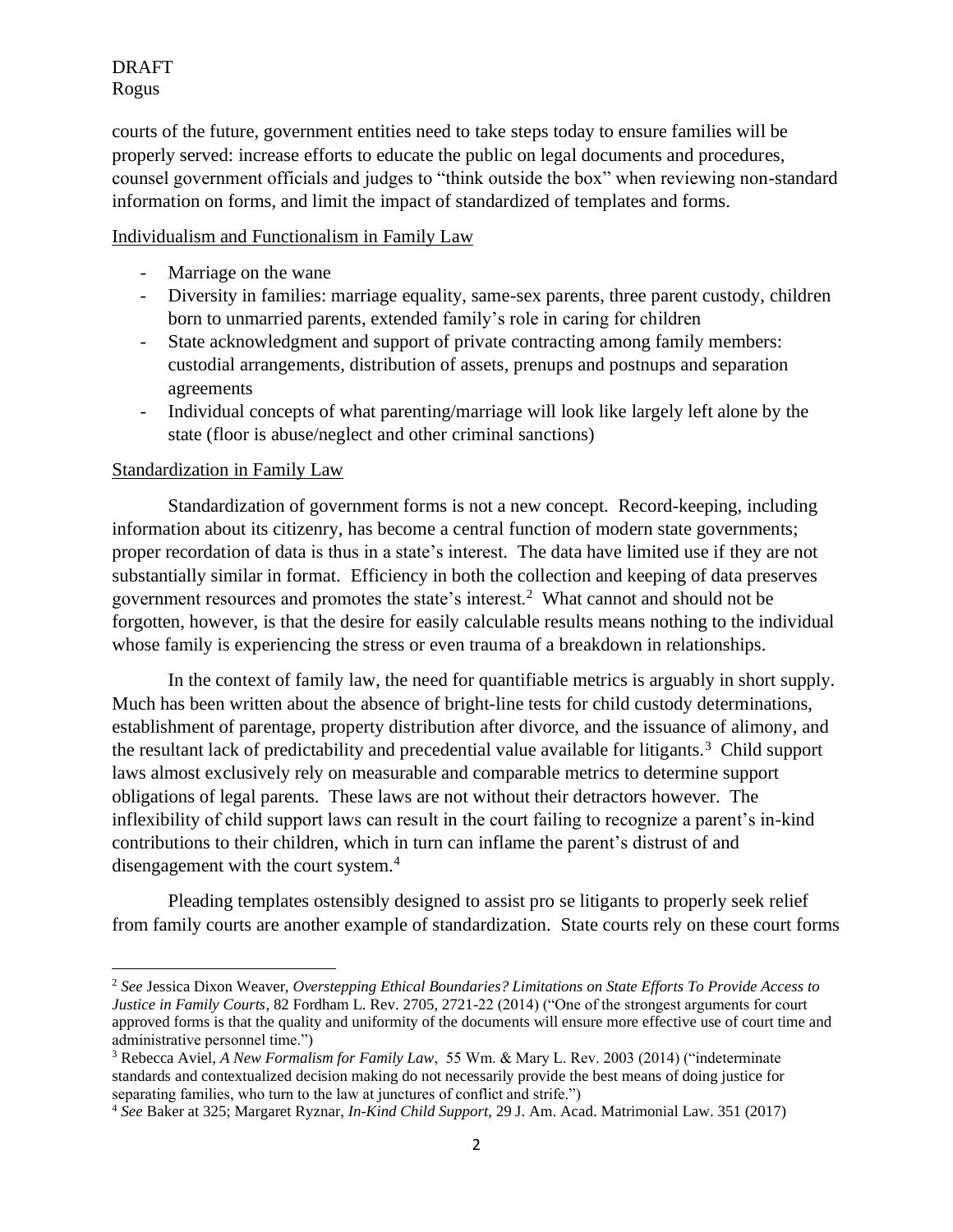courts of the future, government entities need to take steps today to ensure families will be properly served: increase efforts to educate the public on legal documents and procedures, counsel government officials and judges to "think outside the box" when reviewing non-standard information on forms, and limit the impact of standardized of templates and forms.

<u>Individualism and Functionalism in Family Law</u>

- Marriage on the wane
- Diversity in families: marriage equality, same-sex parents, three parent custody, children born to unmarried parents, extended family's role in caring for children
- State acknowledgment and support of private contracting among family members: custodial arrangements, distribution of assets, prenups and postnups and separation agreements
- Individual concepts of what parenting/marriage will look like largely left alone by the state (floor is abuse/neglect and other criminal sanctions)

<u>Standardization in Family Law</u>

Standardization of government forms is not a new concept. Record-keeping, including information about its citizenry, has become a central function of modern state governments; proper recordation of data is thus in a state's interest. The data have limited use if they are not substantially similar in format. Efficiency in both the collection and keeping of data preserves government resources and promotes the state's interest.[2] What cannot and should not be forgotten, however, is that the desire for easily calculable results means nothing to the individual whose family is experiencing the stress or even trauma of a breakdown in relationships.

In the context of family law, the need for quantifiable metrics is arguably in short supply. Much has been written about the absence of bright-line tests for child custody determinations, establishment of parentage, property distribution after divorce, and the issuance of alimony, and the resultant lack of predictability and precedential value available for litigants.[3] Child support laws almost exclusively rely on measurable and comparable metrics to determine support obligations of legal parents. These laws are not without their detractors however. The inflexibility of child support laws can result in the court failing to recognize a parent's in-kind contributions to their children, which in turn can inflame the parent's distrust of and disengagement with the court system.[4]

Pleading templates ostensibly designed to assist pro se litigants to properly seek relief from family courts are another example of standardization. State courts rely on these court forms

---

[2] *See* Jessica Dixon Weaver, *Overstepping Ethical Boundaries? Limitations on State Efforts To Provide Access to Justice in Family Courts*, 82 Fordham L. Rev. 2705, 2721-22 (2014) ("One of the strongest arguments for court approved forms is that the quality and uniformity of the documents will ensure more effective use of court time and administrative personnel time.")

[3] Rebecca Aviel, *A New Formalism for Family Law*, 55 Wm. & Mary L. Rev. 2003 (2014) ("indeterminate standards and contextualized decision making do not necessarily provide the best means of doing justice for separating families, who turn to the law at junctures of conflict and strife.")

[4] *See* Baker at 325; Margaret Ryznar, *In-Kind Child Support*, 29 J. Am. Acad. Matrimonial Law. 351 (2017)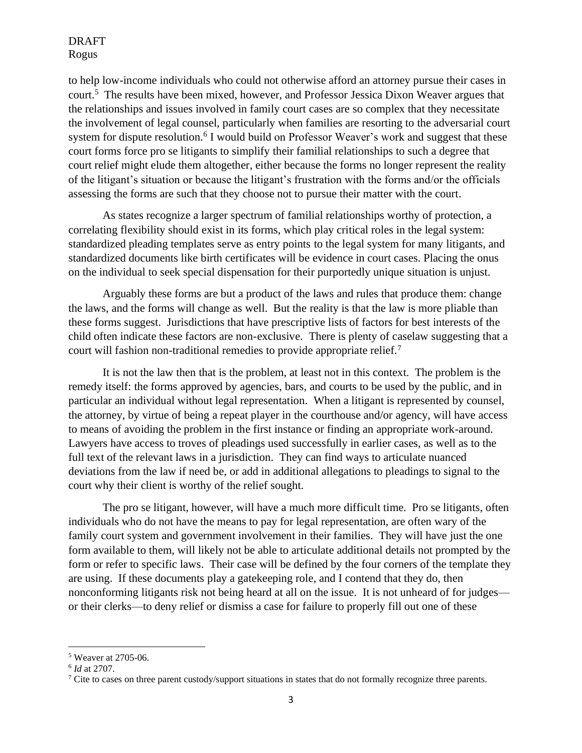to help low-income individuals who could not otherwise afford an attorney pursue their cases in court.[5] The results have been mixed, however, and Professor Jessica Dixon Weaver argues that the relationships and issues involved in family court cases are so complex that they necessitate the involvement of legal counsel, particularly when families are resorting to the adversarial court system for dispute resolution.[6] I would build on Professor Weaver's work and suggest that these court forms force pro se litigants to simplify their familial relationships to such a degree that court relief might elude them altogether, either because the forms no longer represent the reality of the litigant's situation or because the litigant's frustration with the forms and/or the officials assessing the forms are such that they choose not to pursue their matter with the court.

As states recognize a larger spectrum of familial relationships worthy of protection, a correlating flexibility should exist in its forms, which play critical roles in the legal system: standardized pleading templates serve as entry points to the legal system for many litigants, and standardized documents like birth certificates will be evidence in court cases. Placing the onus on the individual to seek special dispensation for their purportedly unique situation is unjust.

Arguably these forms are but a product of the laws and rules that produce them: change the laws, and the forms will change as well. But the reality is that the law is more pliable than these forms suggest. Jurisdictions that have prescriptive lists of factors for best interests of the child often indicate these factors are non-exclusive. There is plenty of caselaw suggesting that a court will fashion non-traditional remedies to provide appropriate relief.[7]

It is not the law then that is the problem, at least not in this context. The problem is the remedy itself: the forms approved by agencies, bars, and courts to be used by the public, and in particular an individual without legal representation. When a litigant is represented by counsel, the attorney, by virtue of being a repeat player in the courthouse and/or agency, will have access to means of avoiding the problem in the first instance or finding an appropriate work-around. Lawyers have access to troves of pleadings used successfully in earlier cases, as well as to the full text of the relevant laws in a jurisdiction. They can find ways to articulate nuanced deviations from the law if need be, or add in additional allegations to pleadings to signal to the court why their client is worthy of the relief sought.

The pro se litigant, however, will have a much more difficult time. Pro se litigants, often individuals who do not have the means to pay for legal representation, are often wary of the family court system and government involvement in their families. They will have just the one form available to them, will likely not be able to articulate additional details not prompted by the form or refer to specific laws. Their case will be defined by the four corners of the template they are using. If these documents play a gatekeeping role, and I contend that they do, then nonconforming litigants risk not being heard at all on the issue. It is not unheard of for judges—or their clerks—to deny relief or dismiss a case for failure to properly fill out one of these

---

[5] Weaver at 2705-06.

[6] *Id* at 2707.

[7] Cite to cases on three parent custody/support situations in states that do not formally recognize three parents.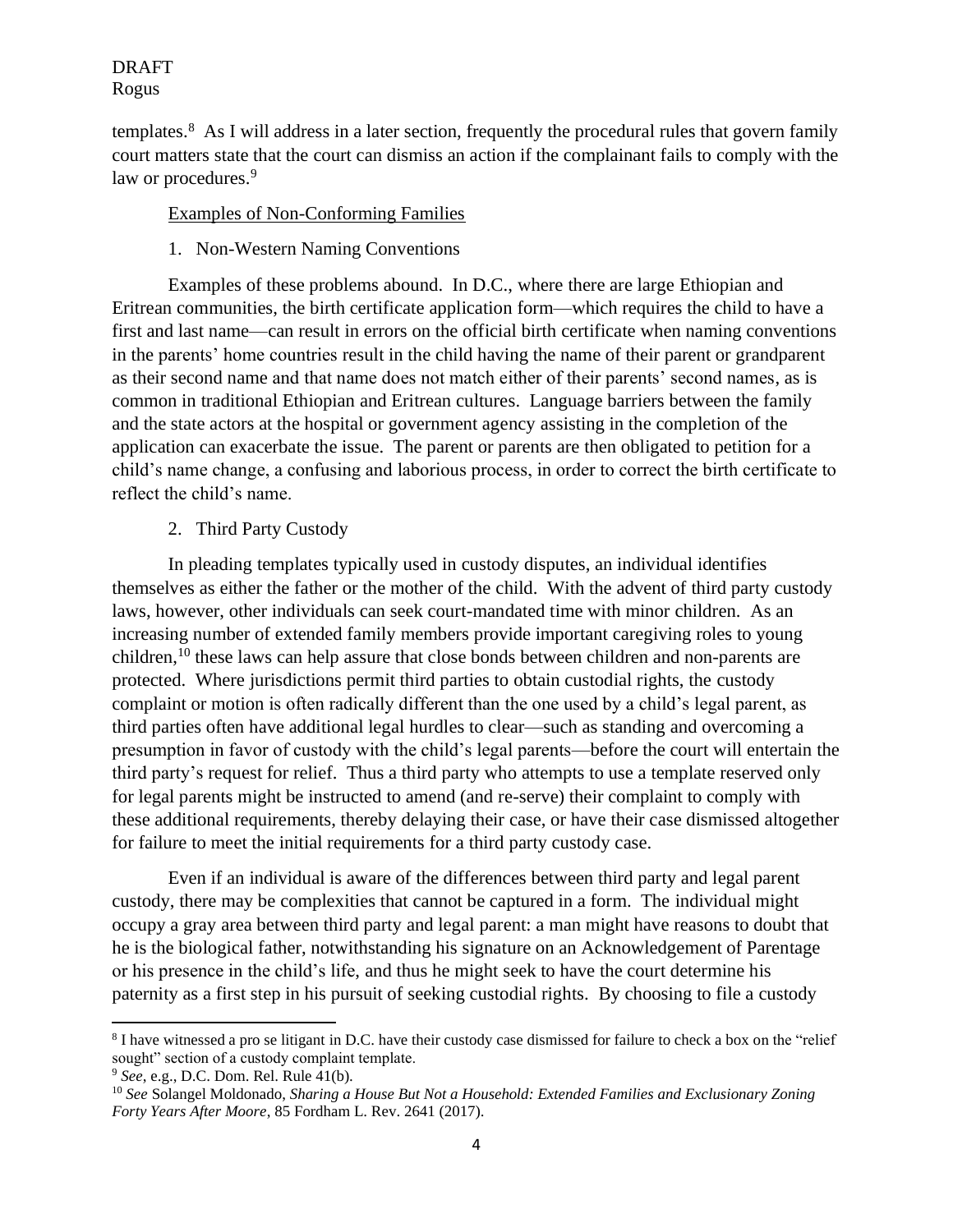templates.[8] As I will address in a later section, frequently the procedural rules that govern family court matters state that the court can dismiss an action if the complainant fails to comply with the law or procedures.[9]

Examples of Non-Conforming Families

1. Non-Western Naming Conventions

Examples of these problems abound. In D.C., where there are large Ethiopian and Eritrean communities, the birth certificate application form—which requires the child to have a first and last name—can result in errors on the official birth certificate when naming conventions in the parents' home countries result in the child having the name of their parent or grandparent as their second name and that name does not match either of their parents' second names, as is common in traditional Ethiopian and Eritrean cultures. Language barriers between the family and the state actors at the hospital or government agency assisting in the completion of the application can exacerbate the issue. The parent or parents are then obligated to petition for a child's name change, a confusing and laborious process, in order to correct the birth certificate to reflect the child's name.

2. Third Party Custody

In pleading templates typically used in custody disputes, an individual identifies themselves as either the father or the mother of the child. With the advent of third party custody laws, however, other individuals can seek court-mandated time with minor children. As an increasing number of extended family members provide important caregiving roles to young children,[10] these laws can help assure that close bonds between children and non-parents are protected. Where jurisdictions permit third parties to obtain custodial rights, the custody complaint or motion is often radically different than the one used by a child's legal parent, as third parties often have additional legal hurdles to clear—such as standing and overcoming a presumption in favor of custody with the child's legal parents—before the court will entertain the third party's request for relief. Thus a third party who attempts to use a template reserved only for legal parents might be instructed to amend (and re-serve) their complaint to comply with these additional requirements, thereby delaying their case, or have their case dismissed altogether for failure to meet the initial requirements for a third party custody case.

Even if an individual is aware of the differences between third party and legal parent custody, there may be complexities that cannot be captured in a form. The individual might occupy a gray area between third party and legal parent: a man might have reasons to doubt that he is the biological father, notwithstanding his signature on an Acknowledgement of Parentage or his presence in the child's life, and thus he might seek to have the court determine his paternity as a first step in his pursuit of seeking custodial rights. By choosing to file a custody

---

[8] I have witnessed a pro se litigant in D.C. have their custody case dismissed for failure to check a box on the "relief sought" section of a custody complaint template.

[9] *See*, e.g., D.C. Dom. Rel. Rule 41(b).

[10] *See* Solangel Moldonado, *Sharing a House But Not a Household: Extended Families and Exclusionary Zoning Forty Years After Moore*, 85 Fordham L. Rev. 2641 (2017).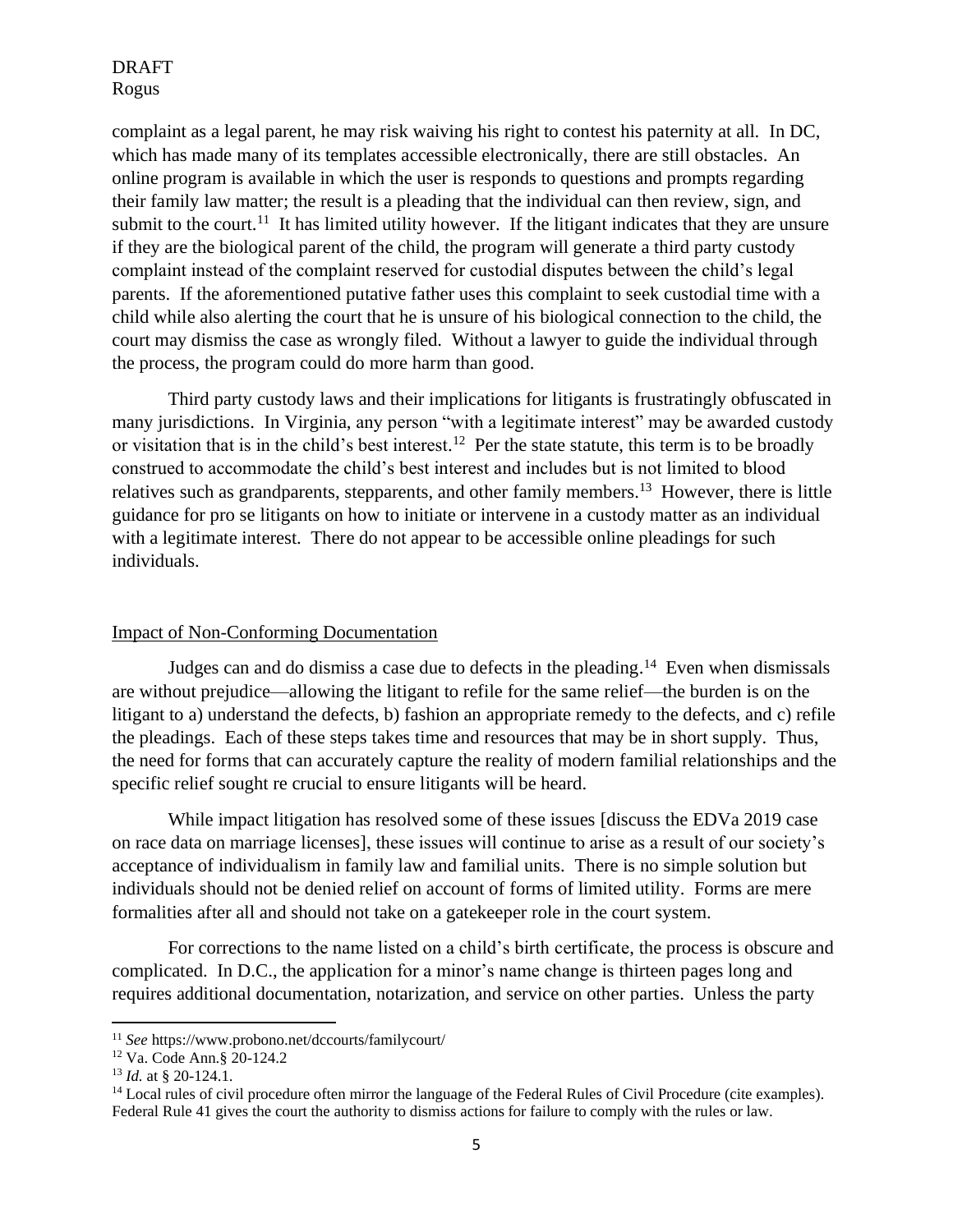complaint as a legal parent, he may risk waiving his right to contest his paternity at all. In DC, which has made many of its templates accessible electronically, there are still obstacles. An online program is available in which the user is responds to questions and prompts regarding their family law matter; the result is a pleading that the individual can then review, sign, and submit to the court.[11] It has limited utility however. If the litigant indicates that they are unsure if they are the biological parent of the child, the program will generate a third party custody complaint instead of the complaint reserved for custodial disputes between the child's legal parents. If the aforementioned putative father uses this complaint to seek custodial time with a child while also alerting the court that he is unsure of his biological connection to the child, the court may dismiss the case as wrongly filed. Without a lawyer to guide the individual through the process, the program could do more harm than good.

Third party custody laws and their implications for litigants is frustratingly obfuscated in many jurisdictions. In Virginia, any person "with a legitimate interest" may be awarded custody or visitation that is in the child's best interest.[12] Per the state statute, this term is to be broadly construed to accommodate the child's best interest and includes but is not limited to blood relatives such as grandparents, stepparents, and other family members.[13] However, there is little guidance for pro se litigants on how to initiate or intervene in a custody matter as an individual with a legitimate interest. There do not appear to be accessible online pleadings for such individuals.

<u>Impact of Non-Conforming Documentation</u>

Judges can and do dismiss a case due to defects in the pleading.[14] Even when dismissals are without prejudice—allowing the litigant to refile for the same relief—the burden is on the litigant to a) understand the defects, b) fashion an appropriate remedy to the defects, and c) refile the pleadings. Each of these steps takes time and resources that may be in short supply. Thus, the need for forms that can accurately capture the reality of modern familial relationships and the specific relief sought re crucial to ensure litigants will be heard.

While impact litigation has resolved some of these issues [discuss the EDVa 2019 case on race data on marriage licenses], these issues will continue to arise as a result of our society's acceptance of individualism in family law and familial units. There is no simple solution but individuals should not be denied relief on account of forms of limited utility. Forms are mere formalities after all and should not take on a gatekeeper role in the court system.

For corrections to the name listed on a child's birth certificate, the process is obscure and complicated. In D.C., the application for a minor's name change is thirteen pages long and requires additional documentation, notarization, and service on other parties. Unless the party

---

[11] *See* https://www.probono.net/dccourts/familycourt/

[12] Va. Code Ann.§ 20-124.2

[13] *Id.* at § 20-124.1.

[14] Local rules of civil procedure often mirror the language of the Federal Rules of Civil Procedure (cite examples). Federal Rule 41 gives the court the authority to dismiss actions for failure to comply with the rules or law.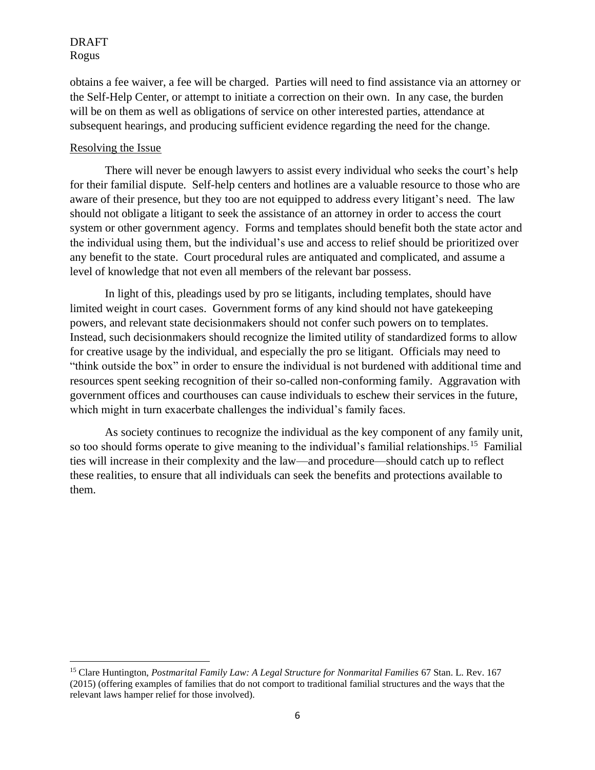obtains a fee waiver, a fee will be charged. Parties will need to find assistance via an attorney or the Self-Help Center, or attempt to initiate a correction on their own. In any case, the burden will be on them as well as obligations of service on other interested parties, attendance at subsequent hearings, and producing sufficient evidence regarding the need for the change.

## Resolving the Issue

There will never be enough lawyers to assist every individual who seeks the court's help for their familial dispute. Self-help centers and hotlines are a valuable resource to those who are aware of their presence, but they too are not equipped to address every litigant's need. The law should not obligate a litigant to seek the assistance of an attorney in order to access the court system or other government agency. Forms and templates should benefit both the state actor and the individual using them, but the individual's use and access to relief should be prioritized over any benefit to the state. Court procedural rules are antiquated and complicated, and assume a level of knowledge that not even all members of the relevant bar possess.

In light of this, pleadings used by pro se litigants, including templates, should have limited weight in court cases. Government forms of any kind should not have gatekeeping powers, and relevant state decisionmakers should not confer such powers on to templates. Instead, such decisionmakers should recognize the limited utility of standardized forms to allow for creative usage by the individual, and especially the pro se litigant. Officials may need to "think outside the box" in order to ensure the individual is not burdened with additional time and resources spent seeking recognition of their so-called non-conforming family. Aggravation with government offices and courthouses can cause individuals to eschew their services in the future, which might in turn exacerbate challenges the individual's family faces.

As society continues to recognize the individual as the key component of any family unit, so too should forms operate to give meaning to the individual's familial relationships.[15] Familial ties will increase in their complexity and the law—and procedure—should catch up to reflect these realities, to ensure that all individuals can seek the benefits and protections available to them.

[15] Clare Huntington, *Postmarital Family Law: A Legal Structure for Nonmarital Families* 67 Stan. L. Rev. 167 (2015) (offering examples of families that do not comport to traditional familial structures and the ways that the relevant laws hamper relief for those involved).